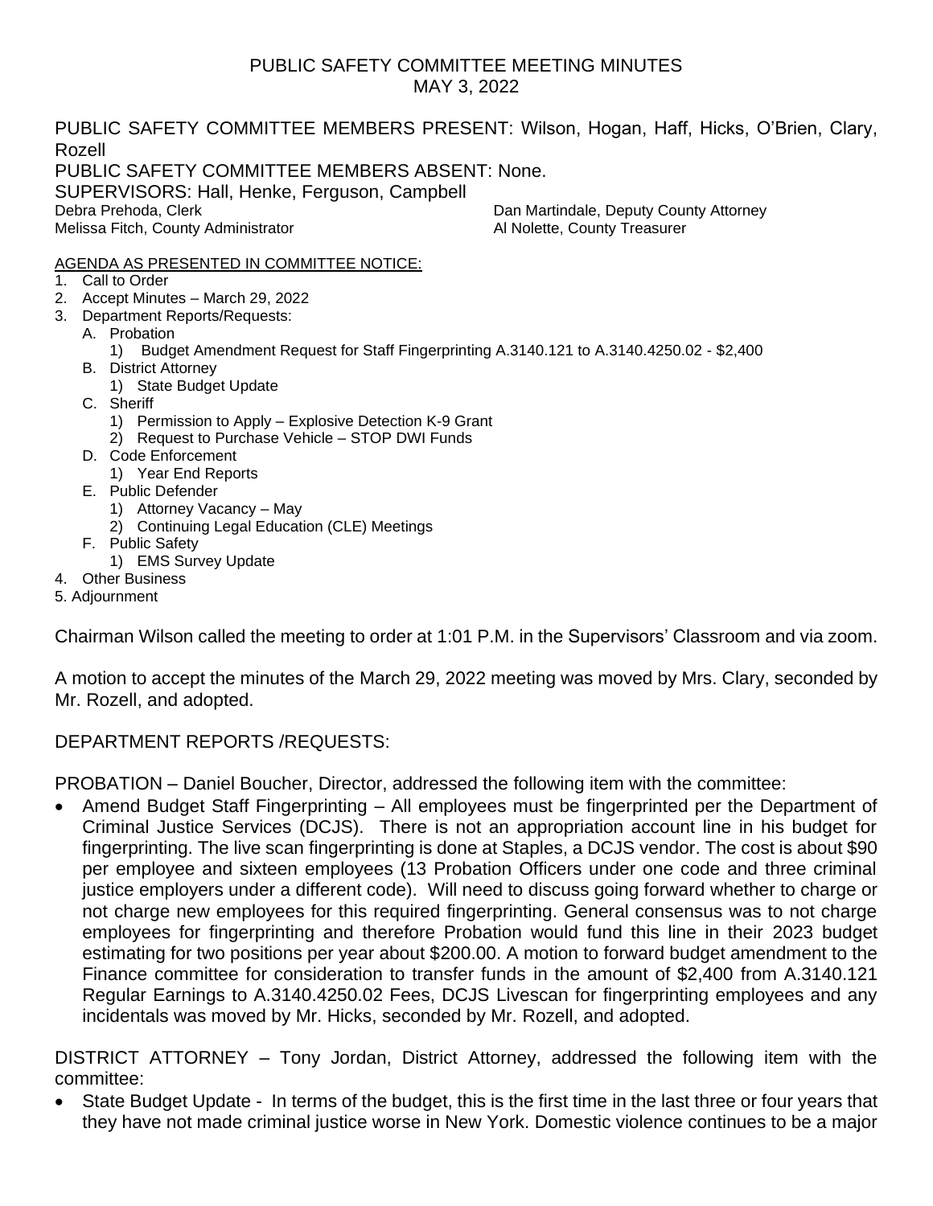# PUBLIC SAFETY COMMITTEE MEETING MINUTES
## MAY 3, 2022

PUBLIC SAFETY COMMITTEE MEMBERS PRESENT: Wilson, Hogan, Haff, Hicks, O'Brien, Clary, Rozell
PUBLIC SAFETY COMMITTEE MEMBERS ABSENT: None.
SUPERVISORS: Hall, Henke, Ferguson, Campbell

Debra Prehoda, Clerk
Melissa Fitch, County Administrator
Dan Martindale, Deputy County Attorney
Al Nolette, County Treasurer

AGENDA AS PRESENTED IN COMMITTEE NOTICE:

1. Call to Order
2. Accept Minutes – March 29, 2022
3. Department Reports/Requests:
   - A. Probation
     1) Budget Amendment Request for Staff Fingerprinting A.3140.121 to A.3140.4250.02 - $2,400
   - B. District Attorney
     1) State Budget Update
   - C. Sheriff
     1) Permission to Apply – Explosive Detection K-9 Grant
     2) Request to Purchase Vehicle – STOP DWI Funds
   - D. Code Enforcement
     1) Year End Reports
   - E. Public Defender
     1) Attorney Vacancy – May
     2) Continuing Legal Education (CLE) Meetings
   - F. Public Safety
     1) EMS Survey Update
4. Other Business
5. Adjournment

Chairman Wilson called the meeting to order at 1:01 P.M. in the Supervisors' Classroom and via zoom.

A motion to accept the minutes of the March 29, 2022 meeting was moved by Mrs. Clary, seconded by Mr. Rozell, and adopted.

DEPARTMENT REPORTS /REQUESTS:

PROBATION – Daniel Boucher, Director, addressed the following item with the committee:

- Amend Budget Staff Fingerprinting – All employees must be fingerprinted per the Department of Criminal Justice Services (DCJS). There is not an appropriation account line in his budget for fingerprinting. The live scan fingerprinting is done at Staples, a DCJS vendor. The cost is about $90 per employee and sixteen employees (13 Probation Officers under one code and three criminal justice employers under a different code). Will need to discuss going forward whether to charge or not charge new employees for this required fingerprinting. General consensus was to not charge employees for fingerprinting and therefore Probation would fund this line in their 2023 budget estimating for two positions per year about $200.00. A motion to forward budget amendment to the Finance committee for consideration to transfer funds in the amount of $2,400 from A.3140.121 Regular Earnings to A.3140.4250.02 Fees, DCJS Livescan for fingerprinting employees and any incidentals was moved by Mr. Hicks, seconded by Mr. Rozell, and adopted.

DISTRICT ATTORNEY – Tony Jordan, District Attorney, addressed the following item with the committee:

- State Budget Update - In terms of the budget, this is the first time in the last three or four years that they have not made criminal justice worse in New York. Domestic violence continues to be a major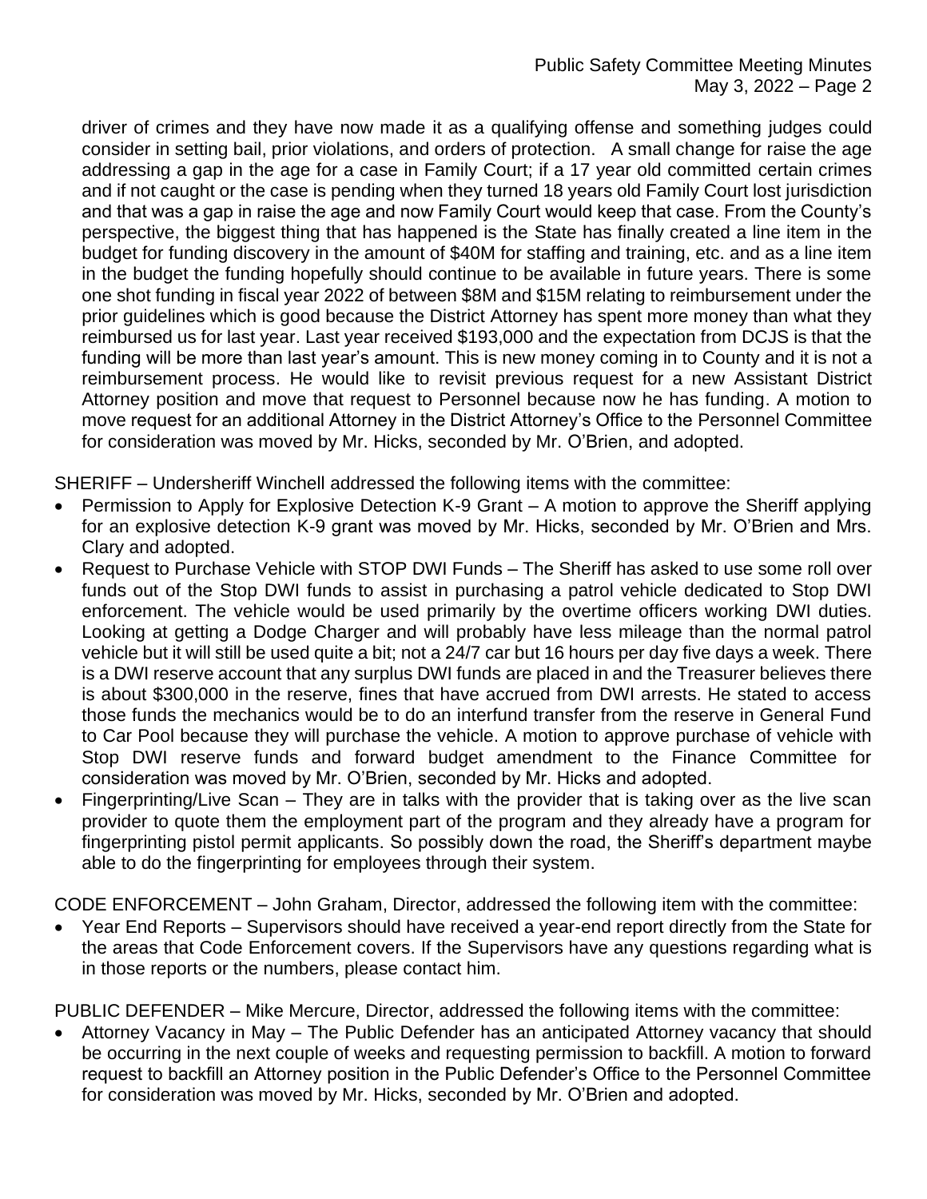driver of crimes and they have now made it as a qualifying offense and something judges could consider in setting bail, prior violations, and orders of protection. A small change for raise the age addressing a gap in the age for a case in Family Court; if a 17 year old committed certain crimes and if not caught or the case is pending when they turned 18 years old Family Court lost jurisdiction and that was a gap in raise the age and now Family Court would keep that case. From the County's perspective, the biggest thing that has happened is the State has finally created a line item in the budget for funding discovery in the amount of $40M for staffing and training, etc. and as a line item in the budget the funding hopefully should continue to be available in future years. There is some one shot funding in fiscal year 2022 of between $8M and $15M relating to reimbursement under the prior guidelines which is good because the District Attorney has spent more money than what they reimbursed us for last year. Last year received $193,000 and the expectation from DCJS is that the funding will be more than last year's amount. This is new money coming in to County and it is not a reimbursement process. He would like to revisit previous request for a new Assistant District Attorney position and move that request to Personnel because now he has funding. A motion to move request for an additional Attorney in the District Attorney's Office to the Personnel Committee for consideration was moved by Mr. Hicks, seconded by Mr. O'Brien, and adopted.

SHERIFF – Undersheriff Winchell addressed the following items with the committee:

- Permission to Apply for Explosive Detection K-9 Grant – A motion to approve the Sheriff applying for an explosive detection K-9 grant was moved by Mr. Hicks, seconded by Mr. O'Brien and Mrs. Clary and adopted.
- Request to Purchase Vehicle with STOP DWI Funds – The Sheriff has asked to use some roll over funds out of the Stop DWI funds to assist in purchasing a patrol vehicle dedicated to Stop DWI enforcement. The vehicle would be used primarily by the overtime officers working DWI duties. Looking at getting a Dodge Charger and will probably have less mileage than the normal patrol vehicle but it will still be used quite a bit; not a 24/7 car but 16 hours per day five days a week. There is a DWI reserve account that any surplus DWI funds are placed in and the Treasurer believes there is about $300,000 in the reserve, fines that have accrued from DWI arrests. He stated to access those funds the mechanics would be to do an interfund transfer from the reserve in General Fund to Car Pool because they will purchase the vehicle. A motion to approve purchase of vehicle with Stop DWI reserve funds and forward budget amendment to the Finance Committee for consideration was moved by Mr. O'Brien, seconded by Mr. Hicks and adopted.
- Fingerprinting/Live Scan – They are in talks with the provider that is taking over as the live scan provider to quote them the employment part of the program and they already have a program for fingerprinting pistol permit applicants. So possibly down the road, the Sheriff's department maybe able to do the fingerprinting for employees through their system.

CODE ENFORCEMENT – John Graham, Director, addressed the following item with the committee:

- Year End Reports – Supervisors should have received a year-end report directly from the State for the areas that Code Enforcement covers. If the Supervisors have any questions regarding what is in those reports or the numbers, please contact him.

PUBLIC DEFENDER – Mike Mercure, Director, addressed the following items with the committee:

- Attorney Vacancy in May – The Public Defender has an anticipated Attorney vacancy that should be occurring in the next couple of weeks and requesting permission to backfill. A motion to forward request to backfill an Attorney position in the Public Defender's Office to the Personnel Committee for consideration was moved by Mr. Hicks, seconded by Mr. O'Brien and adopted.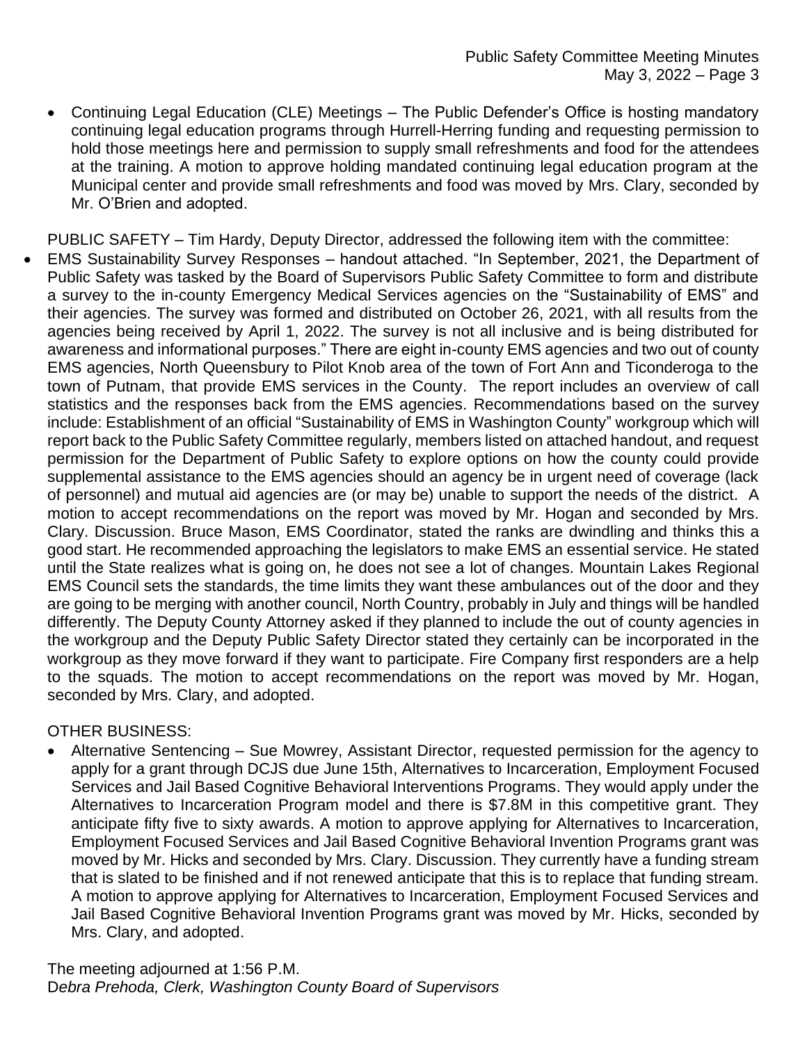- Continuing Legal Education (CLE) Meetings – The Public Defender's Office is hosting mandatory continuing legal education programs through Hurrell-Herring funding and requesting permission to hold those meetings here and permission to supply small refreshments and food for the attendees at the training. A motion to approve holding mandated continuing legal education program at the Municipal center and provide small refreshments and food was moved by Mrs. Clary, seconded by Mr. O'Brien and adopted.

PUBLIC SAFETY – Tim Hardy, Deputy Director, addressed the following item with the committee:

- EMS Sustainability Survey Responses – handout attached. "In September, 2021, the Department of Public Safety was tasked by the Board of Supervisors Public Safety Committee to form and distribute a survey to the in-county Emergency Medical Services agencies on the "Sustainability of EMS" and their agencies. The survey was formed and distributed on October 26, 2021, with all results from the agencies being received by April 1, 2022. The survey is not all inclusive and is being distributed for awareness and informational purposes." There are eight in-county EMS agencies and two out of county EMS agencies, North Queensbury to Pilot Knob area of the town of Fort Ann and Ticonderoga to the town of Putnam, that provide EMS services in the County. The report includes an overview of call statistics and the responses back from the EMS agencies. Recommendations based on the survey include: Establishment of an official "Sustainability of EMS in Washington County" workgroup which will report back to the Public Safety Committee regularly, members listed on attached handout, and request permission for the Department of Public Safety to explore options on how the county could provide supplemental assistance to the EMS agencies should an agency be in urgent need of coverage (lack of personnel) and mutual aid agencies are (or may be) unable to support the needs of the district. A motion to accept recommendations on the report was moved by Mr. Hogan and seconded by Mrs. Clary. Discussion. Bruce Mason, EMS Coordinator, stated the ranks are dwindling and thinks this a good start. He recommended approaching the legislators to make EMS an essential service. He stated until the State realizes what is going on, he does not see a lot of changes. Mountain Lakes Regional EMS Council sets the standards, the time limits they want these ambulances out of the door and they are going to be merging with another council, North Country, probably in July and things will be handled differently. The Deputy County Attorney asked if they planned to include the out of county agencies in the workgroup and the Deputy Public Safety Director stated they certainly can be incorporated in the workgroup as they move forward if they want to participate. Fire Company first responders are a help to the squads. The motion to accept recommendations on the report was moved by Mr. Hogan, seconded by Mrs. Clary, and adopted.

OTHER BUSINESS:

- Alternative Sentencing – Sue Mowrey, Assistant Director, requested permission for the agency to apply for a grant through DCJS due June 15th, Alternatives to Incarceration, Employment Focused Services and Jail Based Cognitive Behavioral Interventions Programs. They would apply under the Alternatives to Incarceration Program model and there is $7.8M in this competitive grant. They anticipate fifty five to sixty awards. A motion to approve applying for Alternatives to Incarceration, Employment Focused Services and Jail Based Cognitive Behavioral Invention Programs grant was moved by Mr. Hicks and seconded by Mrs. Clary. Discussion. They currently have a funding stream that is slated to be finished and if not renewed anticipate that this is to replace that funding stream. A motion to approve applying for Alternatives to Incarceration, Employment Focused Services and Jail Based Cognitive Behavioral Invention Programs grant was moved by Mr. Hicks, seconded by Mrs. Clary, and adopted.

The meeting adjourned at 1:56 P.M.
D*ebra Prehoda, Clerk, Washington County Board of Supervisors*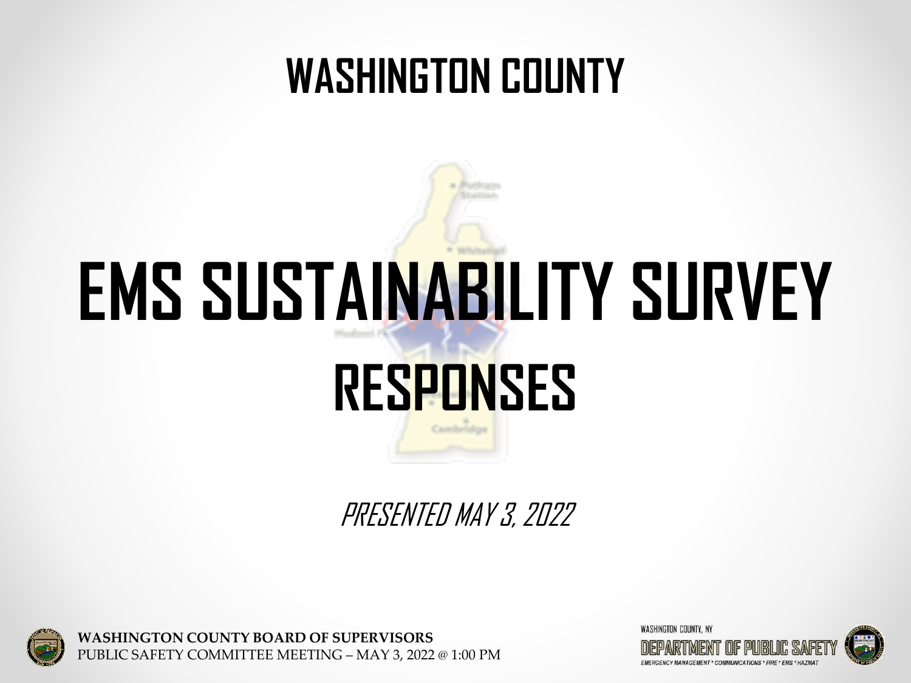# WASHINGTON COUNTY

# EMS SUSTAINABILITY SURVEY RESPONSES

*PRESENTED MAY 3, 2022*

**WASHINGTON COUNTY BOARD OF SUPERVISORS**
PUBLIC SAFETY COMMITTEE MEETING – MAY 3, 2022 @ 1:00 PM

WASHINGTON COUNTY, NY
DEPARTMENT OF PUBLIC SAFETY
EMERGENCY MANAGEMENT * COMMUNICATIONS * FIRE * EMS * HAZMAT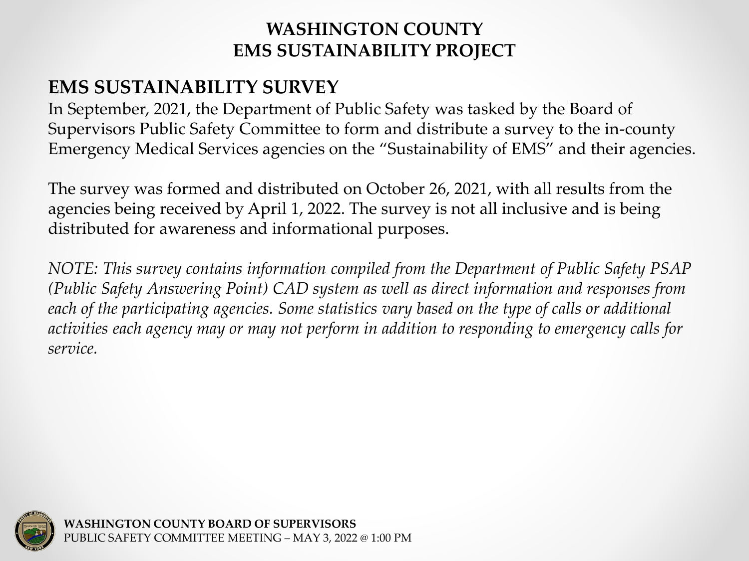# WASHINGTON COUNTY
# EMS SUSTAINABILITY PROJECT

## EMS SUSTAINABILITY SURVEY

In September, 2021, the Department of Public Safety was tasked by the Board of Supervisors Public Safety Committee to form and distribute a survey to the in-county Emergency Medical Services agencies on the "Sustainability of EMS" and their agencies.

The survey was formed and distributed on October 26, 2021, with all results from the agencies being received by April 1, 2022. The survey is not all inclusive and is being distributed for awareness and informational purposes.

*NOTE: This survey contains information compiled from the Department of Public Safety PSAP (Public Safety Answering Point) CAD system as well as direct information and responses from each of the participating agencies. Some statistics vary based on the type of calls or additional activities each agency may or may not perform in addition to responding to emergency calls for service.*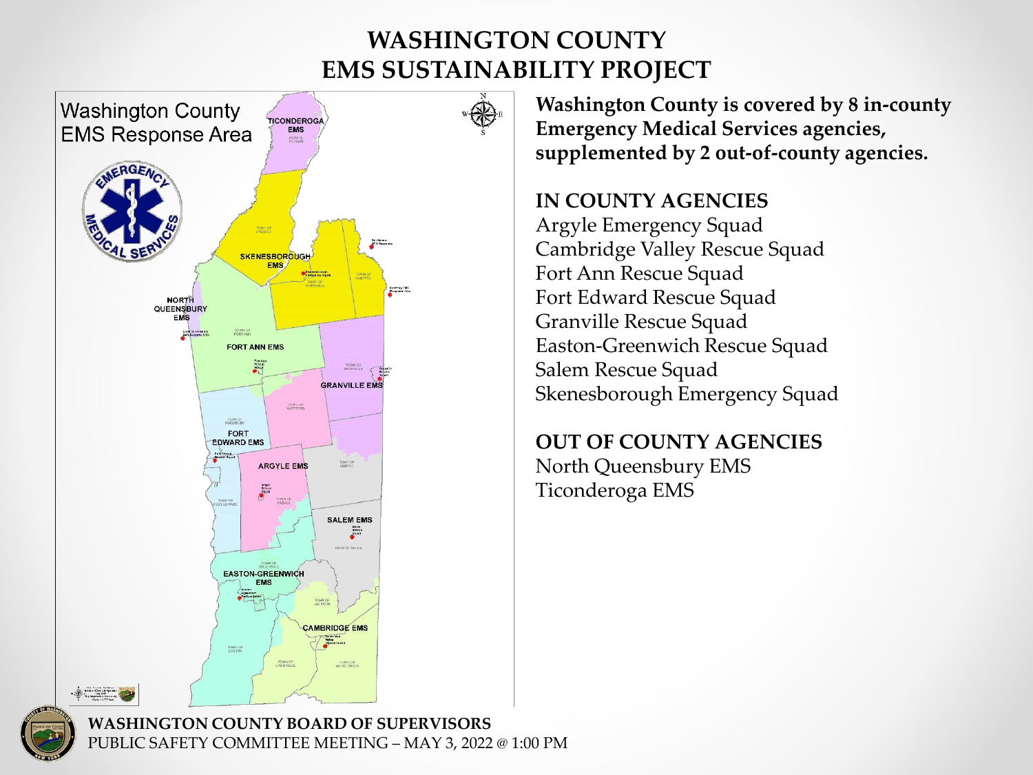# WASHINGTON COUNTY
# EMS SUSTAINABILITY PROJECT

**Washington County is covered by 8 in-county Emergency Medical Services agencies, supplemented by 2 out-of-county agencies.**

**IN COUNTY AGENCIES**

Argyle Emergency Squad
Cambridge Valley Rescue Squad
Fort Ann Rescue Squad
Fort Edward Rescue Squad
Granville Rescue Squad
Easton-Greenwich Rescue Squad
Salem Rescue Squad
Skenesborough Emergency Squad

**OUT OF COUNTY AGENCIES**

North Queensbury EMS
Ticonderoga EMS

Washington County EMS Response Area

TICONDEROGA EMS

SKENESBOROUGH EMS

NORTH QUEENSBURY EMS

FORT ANN EMS

GRANVILLE EMS

FORT EDWARD EMS

ARGYLE EMS

SALEM EMS

EASTON-GREENWICH EMS

CAMBRIDGE EMS

**WASHINGTON COUNTY BOARD OF SUPERVISORS**
PUBLIC SAFETY COMMITTEE MEETING – MAY 3, 2022 @ 1:00 PM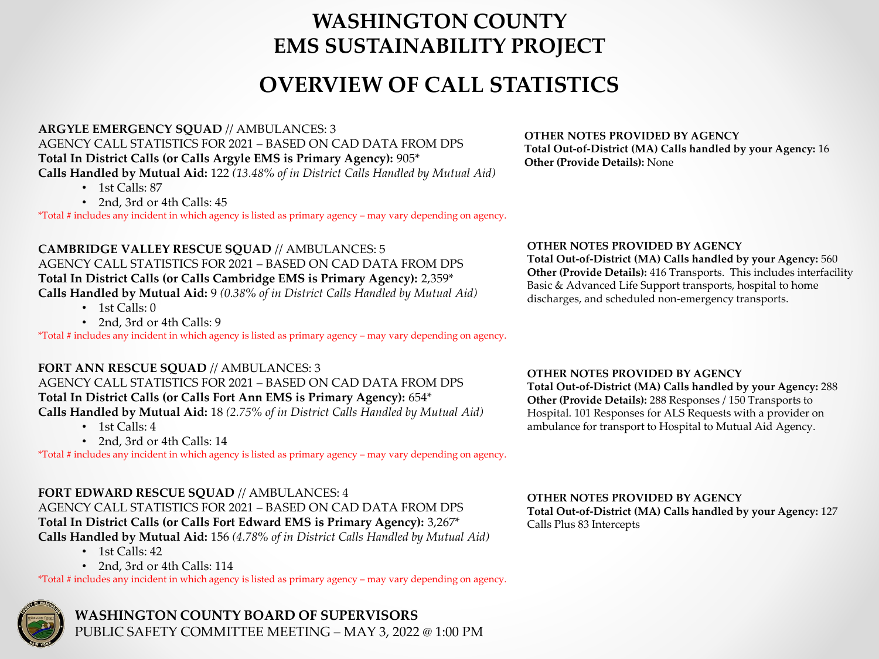# WASHINGTON COUNTY
# EMS SUSTAINABILITY PROJECT

## OVERVIEW OF CALL STATISTICS

**ARGYLE EMERGENCY SQUAD** // AMBULANCES: 3

AGENCY CALL STATISTICS FOR 2021 – BASED ON CAD DATA FROM DPS

**Total In District Calls (or Calls Argyle EMS is Primary Agency):** 905*

**Calls Handled by Mutual Aid:** 122 *(13.48% of in District Calls Handled by Mutual Aid)*

- 1st Calls: 87
- 2nd, 3rd or 4th Calls: 45

*Total # includes any incident in which agency is listed as primary agency – may vary depending on agency.

**OTHER NOTES PROVIDED BY AGENCY**

**Total Out-of-District (MA) Calls handled by your Agency:** 16

**Other (Provide Details):** None

**CAMBRIDGE VALLEY RESCUE SQUAD** // AMBULANCES: 5

AGENCY CALL STATISTICS FOR 2021 – BASED ON CAD DATA FROM DPS

**Total In District Calls (or Calls Cambridge EMS is Primary Agency):** 2,359*

**Calls Handled by Mutual Aid:** 9 *(0.38% of in District Calls Handled by Mutual Aid)*

- 1st Calls: 0
- 2nd, 3rd or 4th Calls: 9

*Total # includes any incident in which agency is listed as primary agency – may vary depending on agency.

**OTHER NOTES PROVIDED BY AGENCY**

**Total Out-of-District (MA) Calls handled by your Agency:** 560

**Other (Provide Details):** 416 Transports. This includes interfacility Basic & Advanced Life Support transports, hospital to home discharges, and scheduled non-emergency transports.

**FORT ANN RESCUE SQUAD** // AMBULANCES: 3

AGENCY CALL STATISTICS FOR 2021 – BASED ON CAD DATA FROM DPS

**Total In District Calls (or Calls Fort Ann EMS is Primary Agency):** 654*

**Calls Handled by Mutual Aid:** 18 *(2.75% of in District Calls Handled by Mutual Aid)*

- 1st Calls: 4
- 2nd, 3rd or 4th Calls: 14

*Total # includes any incident in which agency is listed as primary agency – may vary depending on agency.

**OTHER NOTES PROVIDED BY AGENCY**

**Total Out-of-District (MA) Calls handled by your Agency:** 288

**Other (Provide Details):** 288 Responses / 150 Transports to Hospital. 101 Responses for ALS Requests with a provider on ambulance for transport to Hospital to Mutual Aid Agency.

**FORT EDWARD RESCUE SQUAD** // AMBULANCES: 4

AGENCY CALL STATISTICS FOR 2021 – BASED ON CAD DATA FROM DPS

**Total In District Calls (or Calls Fort Edward EMS is Primary Agency):** 3,267*

**Calls Handled by Mutual Aid:** 156 *(4.78% of in District Calls Handled by Mutual Aid)*

- 1st Calls: 42
- 2nd, 3rd or 4th Calls: 114

*Total # includes any incident in which agency is listed as primary agency – may vary depending on agency.

**OTHER NOTES PROVIDED BY AGENCY**

**Total Out-of-District (MA) Calls handled by your Agency:** 127 Calls Plus 83 Intercepts

**WASHINGTON COUNTY BOARD OF SUPERVISORS**

PUBLIC SAFETY COMMITTEE MEETING – MAY 3, 2022 @ 1:00 PM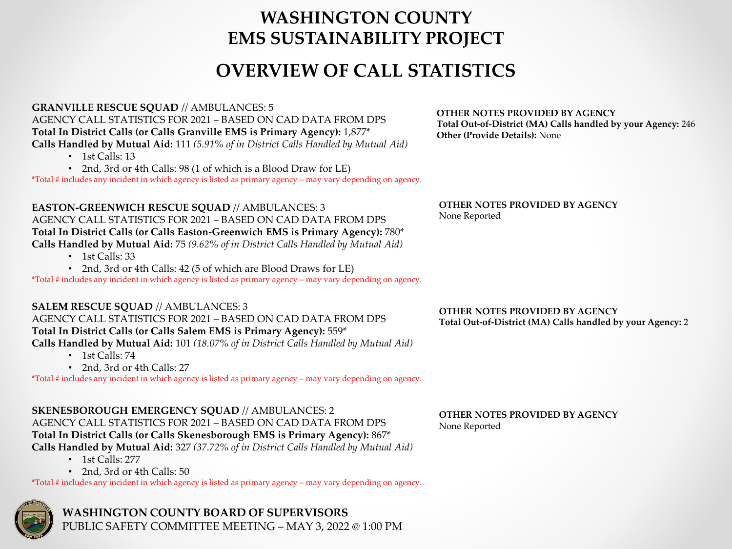# WASHINGTON COUNTY
# EMS SUSTAINABILITY PROJECT

## OVERVIEW OF CALL STATISTICS

**GRANVILLE RESCUE SQUAD** // AMBULANCES: 5
AGENCY CALL STATISTICS FOR 2021 – BASED ON CAD DATA FROM DPS
**Total In District Calls (or Calls Granville EMS is Primary Agency):** 1,877*
**Calls Handled by Mutual Aid:** 111 *(5.91% of in District Calls Handled by Mutual Aid)*

- 1st Calls: 13
- 2nd, 3rd or 4th Calls: 98 (1 of which is a Blood Draw for LE)

*Total # includes any incident in which agency is listed as primary agency – may vary depending on agency.

**OTHER NOTES PROVIDED BY AGENCY**
**Total Out-of-District (MA) Calls handled by your Agency:** 246
**Other (Provide Details):** None

**EASTON-GREENWICH RESCUE SQUAD** // AMBULANCES: 3
AGENCY CALL STATISTICS FOR 2021 – BASED ON CAD DATA FROM DPS
**Total In District Calls (or Calls Easton-Greenwich EMS is Primary Agency):** 780*
**Calls Handled by Mutual Aid:** 75 *(9.62% of in District Calls Handled by Mutual Aid)*

- 1st Calls: 33
- 2nd, 3rd or 4th Calls: 42 (5 of which are Blood Draws for LE)

*Total # includes any incident in which agency is listed as primary agency – may vary depending on agency.

**OTHER NOTES PROVIDED BY AGENCY**
None Reported

**SALEM RESCUE SQUAD** // AMBULANCES: 3
AGENCY CALL STATISTICS FOR 2021 – BASED ON CAD DATA FROM DPS
**Total In District Calls (or Calls Salem EMS is Primary Agency):** 559*
**Calls Handled by Mutual Aid:** 101 *(18.07% of in District Calls Handled by Mutual Aid)*

- 1st Calls: 74
- 2nd, 3rd or 4th Calls: 27

*Total # includes any incident in which agency is listed as primary agency – may vary depending on agency.

**OTHER NOTES PROVIDED BY AGENCY**
**Total Out-of-District (MA) Calls handled by your Agency:** 2

**SKENESBOROUGH EMERGENCY SQUAD** // AMBULANCES: 2
AGENCY CALL STATISTICS FOR 2021 – BASED ON CAD DATA FROM DPS
**Total In District Calls (or Calls Skenesborough EMS is Primary Agency):** 867*
**Calls Handled by Mutual Aid:** 327 *(37.72% of in District Calls Handled by Mutual Aid)*

- 1st Calls: 277
- 2nd, 3rd or 4th Calls: 50

*Total # includes any incident in which agency is listed as primary agency – may vary depending on agency.

**OTHER NOTES PROVIDED BY AGENCY**
None Reported

**WASHINGTON COUNTY BOARD OF SUPERVISORS**
PUBLIC SAFETY COMMITTEE MEETING – MAY 3, 2022 @ 1:00 PM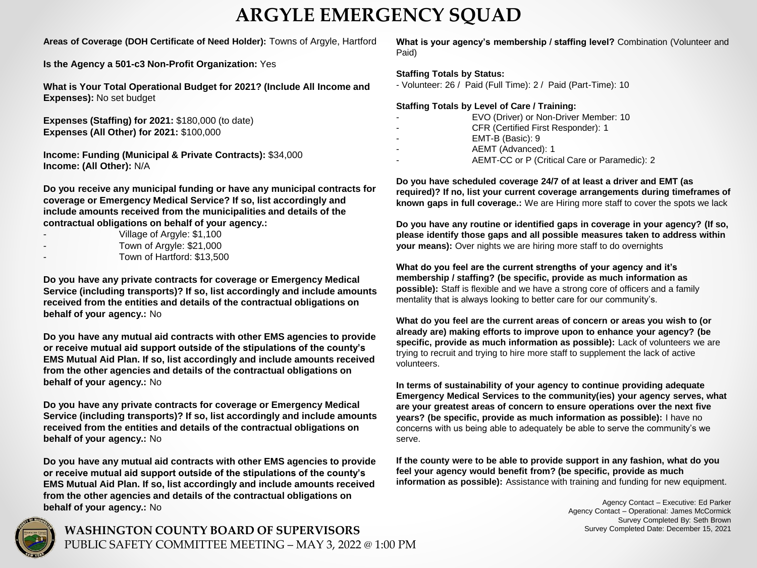# ARGYLE EMERGENCY SQUAD

**Areas of Coverage (DOH Certificate of Need Holder):** Towns of Argyle, Hartford

**Is the Agency a 501-c3 Non-Profit Organization:** Yes

**What is Your Total Operational Budget for 2021? (Include All Income and Expenses):** No set budget

**Expenses (Staffing) for 2021:** $180,000 (to date)
**Expenses (All Other) for 2021:** $100,000

**Income: Funding (Municipal & Private Contracts):** $34,000
**Income: (All Other):** N/A

**Do you receive any municipal funding or have any municipal contracts for coverage or Emergency Medical Service? If so, list accordingly and include amounts received from the municipalities and details of the contractual obligations on behalf of your agency.:**

- Village of Argyle: $1,100
- Town of Argyle: $21,000
- Town of Hartford: $13,500

**Do you have any private contracts for coverage or Emergency Medical Service (including transports)? If so, list accordingly and include amounts received from the entities and details of the contractual obligations on behalf of your agency.:** No

**Do you have any mutual aid contracts with other EMS agencies to provide or receive mutual aid support outside of the stipulations of the county's EMS Mutual Aid Plan. If so, list accordingly and include amounts received from the other agencies and details of the contractual obligations on behalf of your agency.:** No

**Do you have any private contracts for coverage or Emergency Medical Service (including transports)? If so, list accordingly and include amounts received from the entities and details of the contractual obligations on behalf of your agency.:** No

**Do you have any mutual aid contracts with other EMS agencies to provide or receive mutual aid support outside of the stipulations of the county's EMS Mutual Aid Plan. If so, list accordingly and include amounts received from the other agencies and details of the contractual obligations on behalf of your agency.:** No

**What is your agency's membership / staffing level?** Combination (Volunteer and Paid)

**Staffing Totals by Status:**
- Volunteer: 26 / Paid (Full Time): 2 / Paid (Part-Time): 10

**Staffing Totals by Level of Care / Training:**

- EVO (Driver) or Non-Driver Member: 10
- CFR (Certified First Responder): 1
- EMT-B (Basic): 9
- AEMT (Advanced): 1
- AEMT-CC or P (Critical Care or Paramedic): 2

**Do you have scheduled coverage 24/7 of at least a driver and EMT (as required)? If no, list your current coverage arrangements during timeframes of known gaps in full coverage.:** We are Hiring more staff to cover the spots we lack

**Do you have any routine or identified gaps in coverage in your agency? (If so, please identify those gaps and all possible measures taken to address within your means):** Over nights we are hiring more staff to do overnights

**What do you feel are the current strengths of your agency and it's membership / staffing? (be specific, provide as much information as possible):** Staff is flexible and we have a strong core of officers and a family mentality that is always looking to better care for our community's.

**What do you feel are the current areas of concern or areas you wish to (or already are) making efforts to improve upon to enhance your agency? (be specific, provide as much information as possible):** Lack of volunteers we are trying to recruit and trying to hire more staff to supplement the lack of active volunteers.

**In terms of sustainability of your agency to continue providing adequate Emergency Medical Services to the community(ies) your agency serves, what are your greatest areas of concern to ensure operations over the next five years? (be specific, provide as much information as possible):** I have no concerns with us being able to adequately be able to serve the community's we serve.

**If the county were to be able to provide support in any fashion, what do you feel your agency would benefit from? (be specific, provide as much information as possible):** Assistance with training and funding for new equipment.

Agency Contact – Executive: Ed Parker
Agency Contact – Operational: James McCormick
Survey Completed By: Seth Brown
Survey Completed Date: December 15, 2021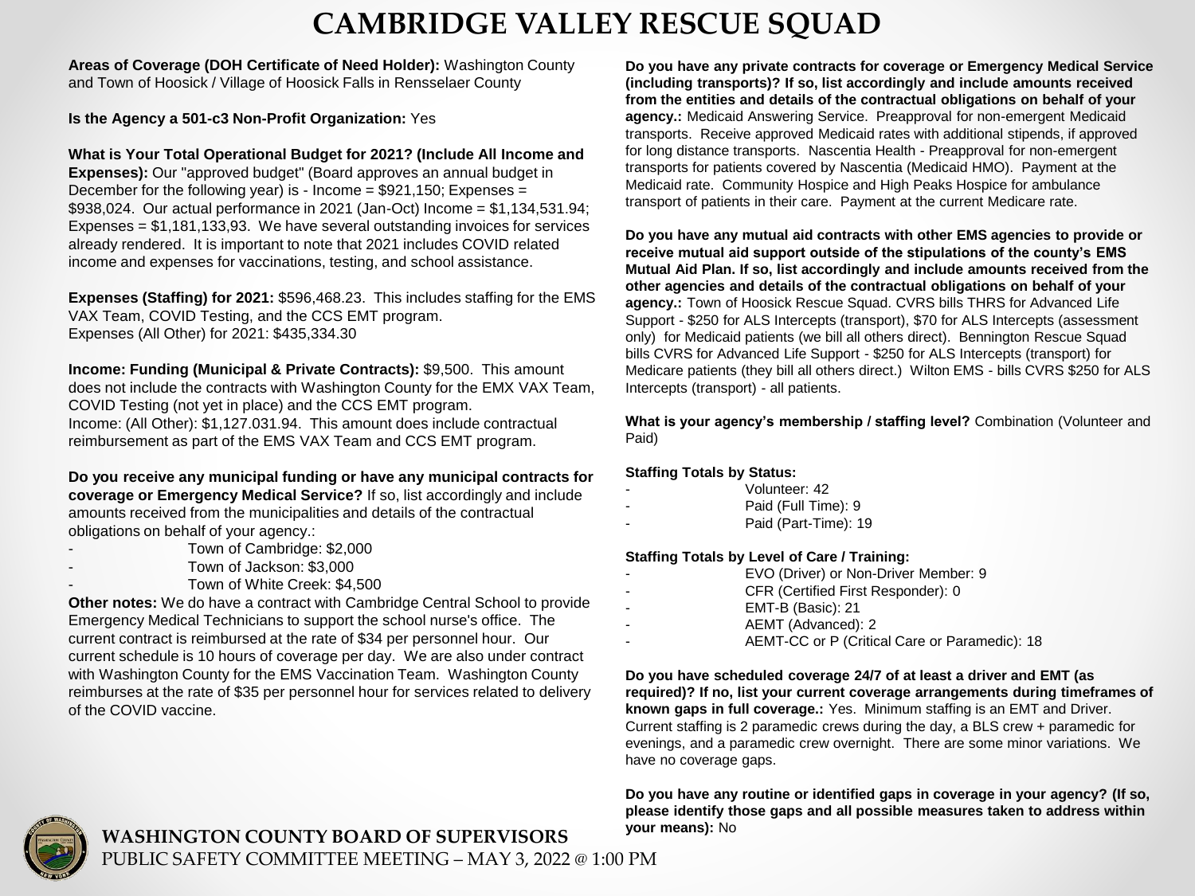# CAMBRIDGE VALLEY RESCUE SQUAD

**Areas of Coverage (DOH Certificate of Need Holder):** Washington County and Town of Hoosick / Village of Hoosick Falls in Rensselaer County

**Is the Agency a 501-c3 Non-Profit Organization:** Yes

**What is Your Total Operational Budget for 2021? (Include All Income and Expenses):** Our "approved budget" (Board approves an annual budget in December for the following year) is - Income = $921,150; Expenses = $938,024. Our actual performance in 2021 (Jan-Oct) Income = $1,134,531.94; Expenses = $1,181,133,93. We have several outstanding invoices for services already rendered. It is important to note that 2021 includes COVID related income and expenses for vaccinations, testing, and school assistance.

**Expenses (Staffing) for 2021:** $596,468.23. This includes staffing for the EMS VAX Team, COVID Testing, and the CCS EMT program.
Expenses (All Other) for 2021: $435,334.30

**Income: Funding (Municipal & Private Contracts):** $9,500. This amount does not include the contracts with Washington County for the EMX VAX Team, COVID Testing (not yet in place) and the CCS EMT program.
Income: (All Other): $1,127.031.94. This amount does include contractual reimbursement as part of the EMS VAX Team and CCS EMT program.

**Do you receive any municipal funding or have any municipal contracts for coverage or Emergency Medical Service?** If so, list accordingly and include amounts received from the municipalities and details of the contractual obligations on behalf of your agency.:

- Town of Cambridge: $2,000
- Town of Jackson: $3,000
- Town of White Creek: $4,500

**Other notes:** We do have a contract with Cambridge Central School to provide Emergency Medical Technicians to support the school nurse's office. The current contract is reimbursed at the rate of $34 per personnel hour. Our current schedule is 10 hours of coverage per day. We are also under contract with Washington County for the EMS Vaccination Team. Washington County reimburses at the rate of $35 per personnel hour for services related to delivery of the COVID vaccine.

**Do you have any private contracts for coverage or Emergency Medical Service (including transports)? If so, list accordingly and include amounts received from the entities and details of the contractual obligations on behalf of your agency.:** Medicaid Answering Service. Preapproval for non-emergent Medicaid transports. Receive approved Medicaid rates with additional stipends, if approved for long distance transports. Nascentia Health - Preapproval for non-emergent transports for patients covered by Nascentia (Medicaid HMO). Payment at the Medicaid rate. Community Hospice and High Peaks Hospice for ambulance transport of patients in their care. Payment at the current Medicare rate.

**Do you have any mutual aid contracts with other EMS agencies to provide or receive mutual aid support outside of the stipulations of the county's EMS Mutual Aid Plan. If so, list accordingly and include amounts received from the other agencies and details of the contractual obligations on behalf of your agency.:** Town of Hoosick Rescue Squad. CVRS bills THRS for Advanced Life Support - $250 for ALS Intercepts (transport), $70 for ALS Intercepts (assessment only) for Medicaid patients (we bill all others direct). Bennington Rescue Squad bills CVRS for Advanced Life Support - $250 for ALS Intercepts (transport) for Medicare patients (they bill all others direct.) Wilton EMS - bills CVRS $250 for ALS Intercepts (transport) - all patients.

**What is your agency's membership / staffing level?** Combination (Volunteer and Paid)

**Staffing Totals by Status:**

- Volunteer: 42
- Paid (Full Time): 9
- Paid (Part-Time): 19

**Staffing Totals by Level of Care / Training:**

- EVO (Driver) or Non-Driver Member: 9
- CFR (Certified First Responder): 0
- EMT-B (Basic): 21
- AEMT (Advanced): 2
- AEMT-CC or P (Critical Care or Paramedic): 18

**Do you have scheduled coverage 24/7 of at least a driver and EMT (as required)? If no, list your current coverage arrangements during timeframes of known gaps in full coverage.:** Yes. Minimum staffing is an EMT and Driver. Current staffing is 2 paramedic crews during the day, a BLS crew + paramedic for evenings, and a paramedic crew overnight. There are some minor variations. We have no coverage gaps.

**Do you have any routine or identified gaps in coverage in your agency? (If so, please identify those gaps and all possible measures taken to address within your means):** No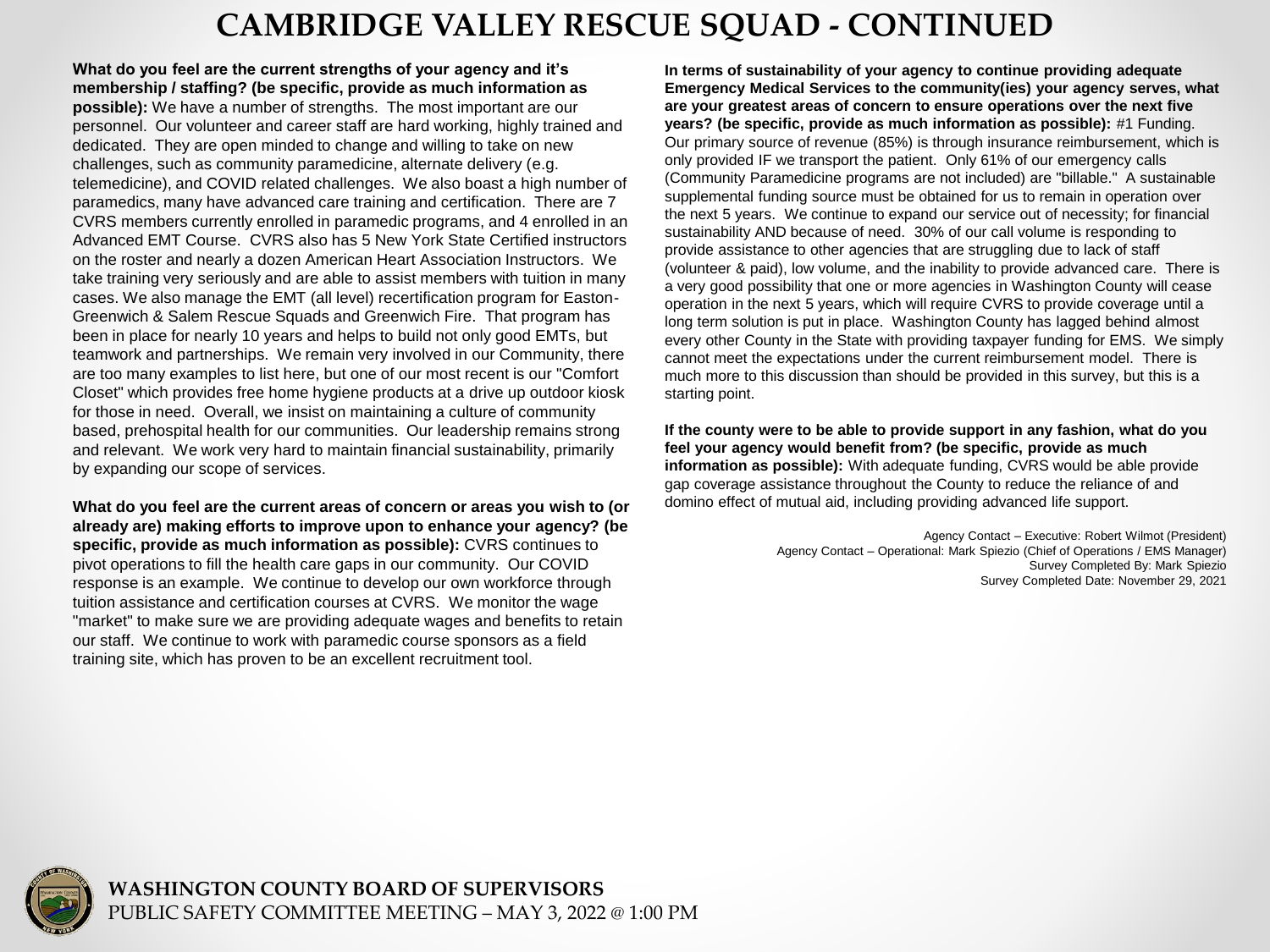# CAMBRIDGE VALLEY RESCUE SQUAD - CONTINUED

**What do you feel are the current strengths of your agency and it's membership / staffing? (be specific, provide as much information as possible):** We have a number of strengths. The most important are our personnel. Our volunteer and career staff are hard working, highly trained and dedicated. They are open minded to change and willing to take on new challenges, such as community paramedicine, alternate delivery (e.g. telemedicine), and COVID related challenges. We also boast a high number of paramedics, many have advanced care training and certification. There are 7 CVRS members currently enrolled in paramedic programs, and 4 enrolled in an Advanced EMT Course. CVRS also has 5 New York State Certified instructors on the roster and nearly a dozen American Heart Association Instructors. We take training very seriously and are able to assist members with tuition in many cases. We also manage the EMT (all level) recertification program for Easton-Greenwich & Salem Rescue Squads and Greenwich Fire. That program has been in place for nearly 10 years and helps to build not only good EMTs, but teamwork and partnerships. We remain very involved in our Community, there are too many examples to list here, but one of our most recent is our "Comfort Closet" which provides free home hygiene products at a drive up outdoor kiosk for those in need. Overall, we insist on maintaining a culture of community based, prehospital health for our communities. Our leadership remains strong and relevant. We work very hard to maintain financial sustainability, primarily by expanding our scope of services.

**What do you feel are the current areas of concern or areas you wish to (or already are) making efforts to improve upon to enhance your agency? (be specific, provide as much information as possible):** CVRS continues to pivot operations to fill the health care gaps in our community. Our COVID response is an example. We continue to develop our own workforce through tuition assistance and certification courses at CVRS. We monitor the wage "market" to make sure we are providing adequate wages and benefits to retain our staff. We continue to work with paramedic course sponsors as a field training site, which has proven to be an excellent recruitment tool.

**In terms of sustainability of your agency to continue providing adequate Emergency Medical Services to the community(ies) your agency serves, what are your greatest areas of concern to ensure operations over the next five years? (be specific, provide as much information as possible):** #1 Funding. Our primary source of revenue (85%) is through insurance reimbursement, which is only provided IF we transport the patient. Only 61% of our emergency calls (Community Paramedicine programs are not included) are "billable." A sustainable supplemental funding source must be obtained for us to remain in operation over the next 5 years. We continue to expand our service out of necessity; for financial sustainability AND because of need. 30% of our call volume is responding to provide assistance to other agencies that are struggling due to lack of staff (volunteer & paid), low volume, and the inability to provide advanced care. There is a very good possibility that one or more agencies in Washington County will cease operation in the next 5 years, which will require CVRS to provide coverage until a long term solution is put in place. Washington County has lagged behind almost every other County in the State with providing taxpayer funding for EMS. We simply cannot meet the expectations under the current reimbursement model. There is much more to this discussion than should be provided in this survey, but this is a starting point.

**If the county were to be able to provide support in any fashion, what do you feel your agency would benefit from? (be specific, provide as much information as possible):** With adequate funding, CVRS would be able provide gap coverage assistance throughout the County to reduce the reliance of and domino effect of mutual aid, including providing advanced life support.

Agency Contact – Executive: Robert Wilmot (President)
Agency Contact – Operational: Mark Spiezio (Chief of Operations / EMS Manager)
Survey Completed By: Mark Spiezio
Survey Completed Date: November 29, 2021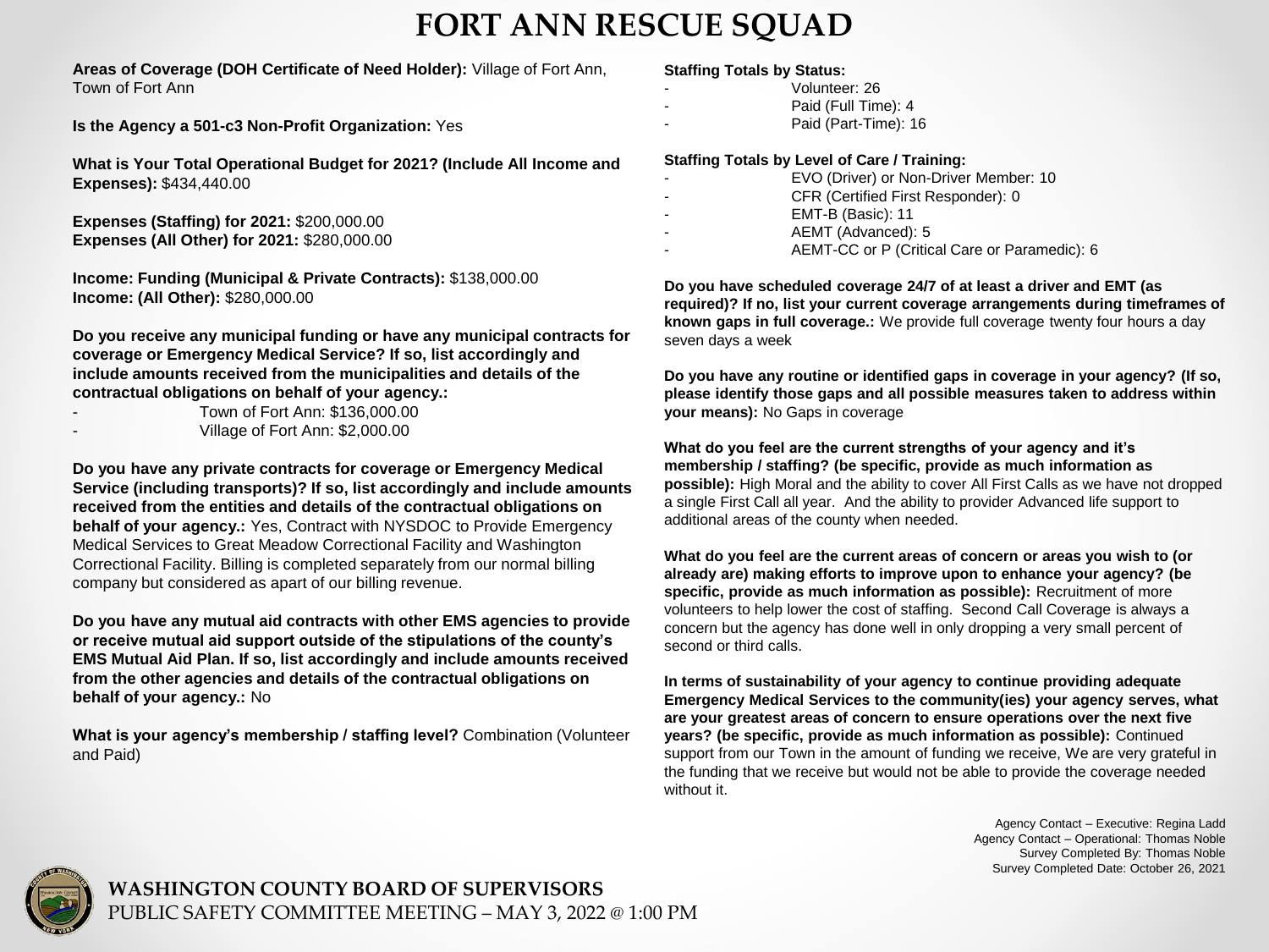# FORT ANN RESCUE SQUAD

**Areas of Coverage (DOH Certificate of Need Holder):** Village of Fort Ann, Town of Fort Ann

**Is the Agency a 501-c3 Non-Profit Organization:** Yes

**What is Your Total Operational Budget for 2021? (Include All Income and Expenses):** $434,440.00

**Expenses (Staffing) for 2021:** $200,000.00
**Expenses (All Other) for 2021:** $280,000.00

**Income: Funding (Municipal & Private Contracts):** $138,000.00
**Income: (All Other):** $280,000.00

**Do you receive any municipal funding or have any municipal contracts for coverage or Emergency Medical Service? If so, list accordingly and include amounts received from the municipalities and details of the contractual obligations on behalf of your agency.:**

- Town of Fort Ann: $136,000.00
- Village of Fort Ann: $2,000.00

**Do you have any private contracts for coverage or Emergency Medical Service (including transports)? If so, list accordingly and include amounts received from the entities and details of the contractual obligations on behalf of your agency.:** Yes, Contract with NYSDOC to Provide Emergency Medical Services to Great Meadow Correctional Facility and Washington Correctional Facility. Billing is completed separately from our normal billing company but considered as apart of our billing revenue.

**Do you have any mutual aid contracts with other EMS agencies to provide or receive mutual aid support outside of the stipulations of the county's EMS Mutual Aid Plan. If so, list accordingly and include amounts received from the other agencies and details of the contractual obligations on behalf of your agency.:** No

**What is your agency's membership / staffing level?** Combination (Volunteer and Paid)

**Staffing Totals by Status:**

- Volunteer: 26
- Paid (Full Time): 4
- Paid (Part-Time): 16

**Staffing Totals by Level of Care / Training:**

- EVO (Driver) or Non-Driver Member: 10
- CFR (Certified First Responder): 0
- EMT-B (Basic): 11
- AEMT (Advanced): 5
- AEMT-CC or P (Critical Care or Paramedic): 6

**Do you have scheduled coverage 24/7 of at least a driver and EMT (as required)? If no, list your current coverage arrangements during timeframes of known gaps in full coverage.:** We provide full coverage twenty four hours a day seven days a week

**Do you have any routine or identified gaps in coverage in your agency? (If so, please identify those gaps and all possible measures taken to address within your means):** No Gaps in coverage

**What do you feel are the current strengths of your agency and it's membership / staffing? (be specific, provide as much information as possible):** High Moral and the ability to cover All First Calls as we have not dropped a single First Call all year. And the ability to provider Advanced life support to additional areas of the county when needed.

**What do you feel are the current areas of concern or areas you wish to (or already are) making efforts to improve upon to enhance your agency? (be specific, provide as much information as possible):** Recruitment of more volunteers to help lower the cost of staffing. Second Call Coverage is always a concern but the agency has done well in only dropping a very small percent of second or third calls.

**In terms of sustainability of your agency to continue providing adequate Emergency Medical Services to the community(ies) your agency serves, what are your greatest areas of concern to ensure operations over the next five years? (be specific, provide as much information as possible):** Continued support from our Town in the amount of funding we receive, We are very grateful in the funding that we receive but would not be able to provide the coverage needed without it.

Agency Contact – Executive: Regina Ladd
Agency Contact – Operational: Thomas Noble
Survey Completed By: Thomas Noble
Survey Completed Date: October 26, 2021

**WASHINGTON COUNTY BOARD OF SUPERVISORS**
PUBLIC SAFETY COMMITTEE MEETING – MAY 3, 2022 @ 1:00 PM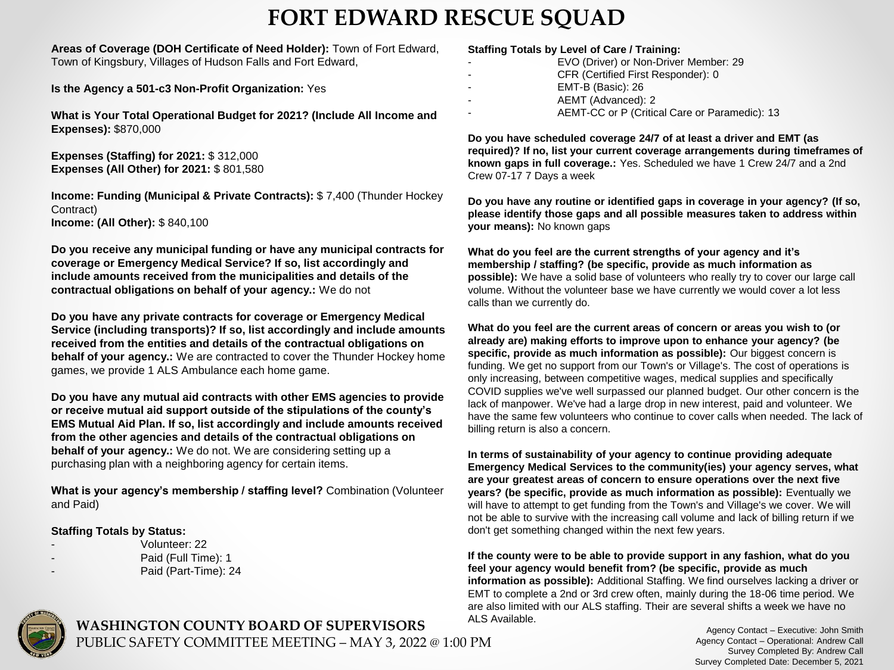# FORT EDWARD RESCUE SQUAD

**Areas of Coverage (DOH Certificate of Need Holder):** Town of Fort Edward, Town of Kingsbury, Villages of Hudson Falls and Fort Edward,

**Is the Agency a 501-c3 Non-Profit Organization:** Yes

**What is Your Total Operational Budget for 2021? (Include All Income and Expenses):** $870,000

**Expenses (Staffing) for 2021:** $ 312,000
**Expenses (All Other) for 2021:** $ 801,580

**Income: Funding (Municipal & Private Contracts):** $ 7,400 (Thunder Hockey Contract)
**Income: (All Other):** $ 840,100

**Do you receive any municipal funding or have any municipal contracts for coverage or Emergency Medical Service? If so, list accordingly and include amounts received from the municipalities and details of the contractual obligations on behalf of your agency.:** We do not

**Do you have any private contracts for coverage or Emergency Medical Service (including transports)? If so, list accordingly and include amounts received from the entities and details of the contractual obligations on behalf of your agency.:** We are contracted to cover the Thunder Hockey home games, we provide 1 ALS Ambulance each home game.

**Do you have any mutual aid contracts with other EMS agencies to provide or receive mutual aid support outside of the stipulations of the county's EMS Mutual Aid Plan. If so, list accordingly and include amounts received from the other agencies and details of the contractual obligations on behalf of your agency.:** We do not. We are considering setting up a purchasing plan with a neighboring agency for certain items.

**What is your agency's membership / staffing level?** Combination (Volunteer and Paid)

**Staffing Totals by Status:**

- Volunteer: 22
- Paid (Full Time): 1
- Paid (Part-Time): 24

**Staffing Totals by Level of Care / Training:**

- EVO (Driver) or Non-Driver Member: 29
- CFR (Certified First Responder): 0
- EMT-B (Basic): 26
- AEMT (Advanced): 2
- AEMT-CC or P (Critical Care or Paramedic): 13

**Do you have scheduled coverage 24/7 of at least a driver and EMT (as required)? If no, list your current coverage arrangements during timeframes of known gaps in full coverage.:** Yes. Scheduled we have 1 Crew 24/7 and a 2nd Crew 07-17 7 Days a week

**Do you have any routine or identified gaps in coverage in your agency? (If so, please identify those gaps and all possible measures taken to address within your means):** No known gaps

**What do you feel are the current strengths of your agency and it's membership / staffing? (be specific, provide as much information as possible):** We have a solid base of volunteers who really try to cover our large call volume. Without the volunteer base we have currently we would cover a lot less calls than we currently do.

**What do you feel are the current areas of concern or areas you wish to (or already are) making efforts to improve upon to enhance your agency? (be specific, provide as much information as possible):** Our biggest concern is funding. We get no support from our Town's or Village's. The cost of operations is only increasing, between competitive wages, medical supplies and specifically COVID supplies we've well surpassed our planned budget. Our other concern is the lack of manpower. We've had a large drop in new interest, paid and volunteer. We have the same few volunteers who continue to cover calls when needed. The lack of billing return is also a concern.

**In terms of sustainability of your agency to continue providing adequate Emergency Medical Services to the community(ies) your agency serves, what are your greatest areas of concern to ensure operations over the next five years? (be specific, provide as much information as possible):** Eventually we will have to attempt to get funding from the Town's and Village's we cover. We will not be able to survive with the increasing call volume and lack of billing return if we don't get something changed within the next few years.

**If the county were to be able to provide support in any fashion, what do you feel your agency would benefit from? (be specific, provide as much information as possible):** Additional Staffing. We find ourselves lacking a driver or EMT to complete a 2nd or 3rd crew often, mainly during the 18-06 time period. We are also limited with our ALS staffing. Their are several shifts a week we have no ALS Available.

Agency Contact – Executive: John Smith
Agency Contact – Operational: Andrew Call
Survey Completed By: Andrew Call
Survey Completed Date: December 5, 2021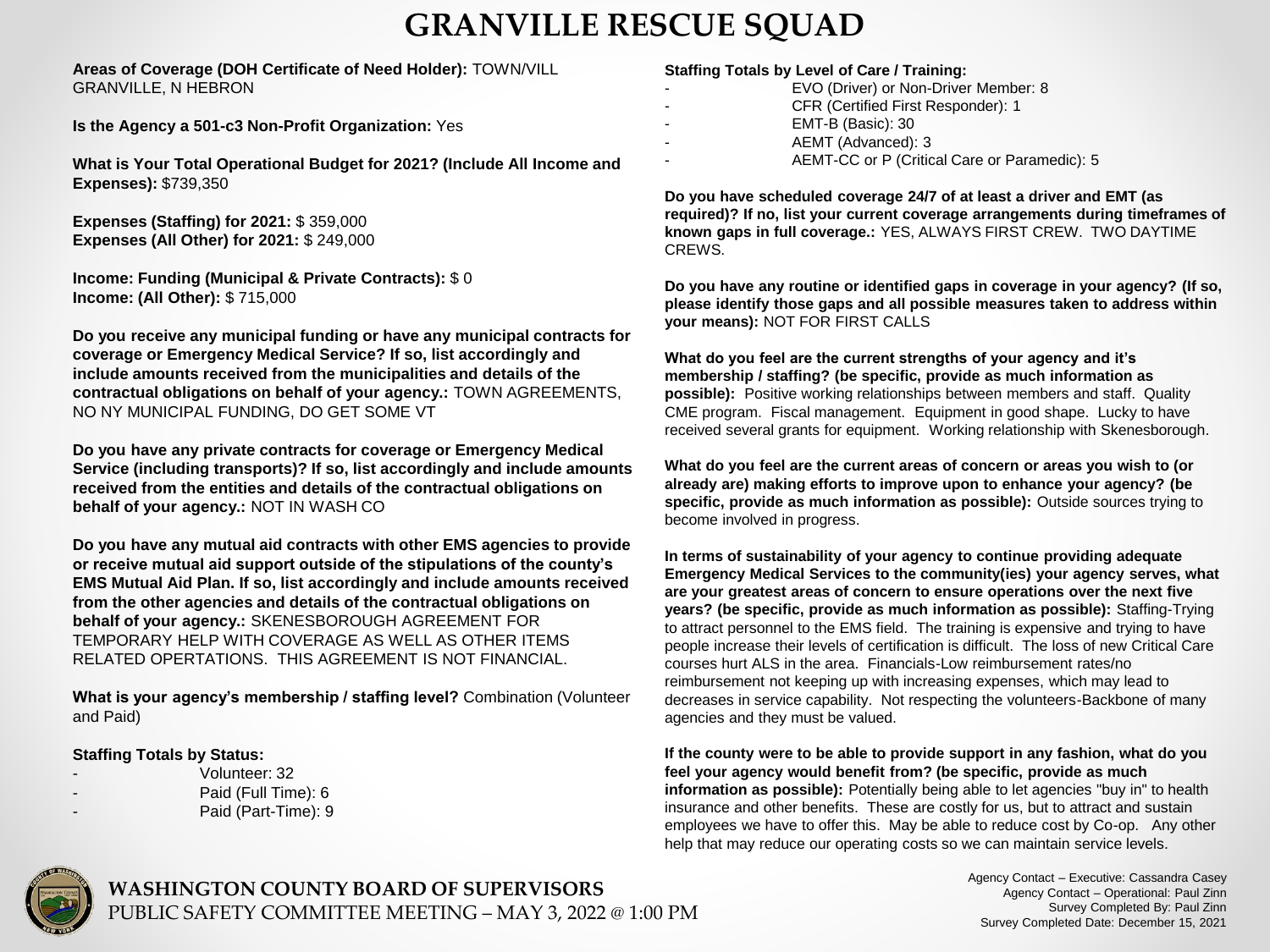# GRANVILLE RESCUE SQUAD

**Areas of Coverage (DOH Certificate of Need Holder):** TOWN/VILL GRANVILLE, N HEBRON

**Is the Agency a 501-c3 Non-Profit Organization:** Yes

**What is Your Total Operational Budget for 2021? (Include All Income and Expenses):** $739,350

**Expenses (Staffing) for 2021:** $ 359,000
**Expenses (All Other) for 2021:** $ 249,000

**Income: Funding (Municipal & Private Contracts):** $ 0
**Income: (All Other):** $ 715,000

**Do you receive any municipal funding or have any municipal contracts for coverage or Emergency Medical Service? If so, list accordingly and include amounts received from the municipalities and details of the contractual obligations on behalf of your agency.:** TOWN AGREEMENTS, NO NY MUNICIPAL FUNDING, DO GET SOME VT

**Do you have any private contracts for coverage or Emergency Medical Service (including transports)? If so, list accordingly and include amounts received from the entities and details of the contractual obligations on behalf of your agency.:** NOT IN WASH CO

**Do you have any mutual aid contracts with other EMS agencies to provide or receive mutual aid support outside of the stipulations of the county's EMS Mutual Aid Plan. If so, list accordingly and include amounts received from the other agencies and details of the contractual obligations on behalf of your agency.:** SKENESBOROUGH AGREEMENT FOR TEMPORARY HELP WITH COVERAGE AS WELL AS OTHER ITEMS RELATED OPERTATIONS. THIS AGREEMENT IS NOT FINANCIAL.

**What is your agency's membership / staffing level?** Combination (Volunteer and Paid)

**Staffing Totals by Status:**
- Volunteer: 32
- Paid (Full Time): 6
- Paid (Part-Time): 9

**Staffing Totals by Level of Care / Training:**
- EVO (Driver) or Non-Driver Member: 8
- CFR (Certified First Responder): 1
- EMT-B (Basic): 30
- AEMT (Advanced): 3
- AEMT-CC or P (Critical Care or Paramedic): 5

**Do you have scheduled coverage 24/7 of at least a driver and EMT (as required)? If no, list your current coverage arrangements during timeframes of known gaps in full coverage.:** YES, ALWAYS FIRST CREW. TWO DAYTIME CREWS.

**Do you have any routine or identified gaps in coverage in your agency? (If so, please identify those gaps and all possible measures taken to address within your means):** NOT FOR FIRST CALLS

**What do you feel are the current strengths of your agency and it's membership / staffing? (be specific, provide as much information as possible):** Positive working relationships between members and staff. Quality CME program. Fiscal management. Equipment in good shape. Lucky to have received several grants for equipment. Working relationship with Skenesborough.

**What do you feel are the current areas of concern or areas you wish to (or already are) making efforts to improve upon to enhance your agency? (be specific, provide as much information as possible):** Outside sources trying to become involved in progress.

**In terms of sustainability of your agency to continue providing adequate Emergency Medical Services to the community(ies) your agency serves, what are your greatest areas of concern to ensure operations over the next five years? (be specific, provide as much information as possible):** Staffing-Trying to attract personnel to the EMS field. The training is expensive and trying to have people increase their levels of certification is difficult. The loss of new Critical Care courses hurt ALS in the area. Financials-Low reimbursement rates/no reimbursement not keeping up with increasing expenses, which may lead to decreases in service capability. Not respecting the volunteers-Backbone of many agencies and they must be valued.

**If the county were to be able to provide support in any fashion, what do you feel your agency would benefit from? (be specific, provide as much information as possible):** Potentially being able to let agencies "buy in" to health insurance and other benefits. These are costly for us, but to attract and sustain employees we have to offer this. May be able to reduce cost by Co-op. Any other help that may reduce our operating costs so we can maintain service levels.

**WASHINGTON COUNTY BOARD OF SUPERVISORS**
PUBLIC SAFETY COMMITTEE MEETING – MAY 3, 2022 @ 1:00 PM

Agency Contact – Executive: Cassandra Casey
Agency Contact – Operational: Paul Zinn
Survey Completed By: Paul Zinn
Survey Completed Date: December 15, 2021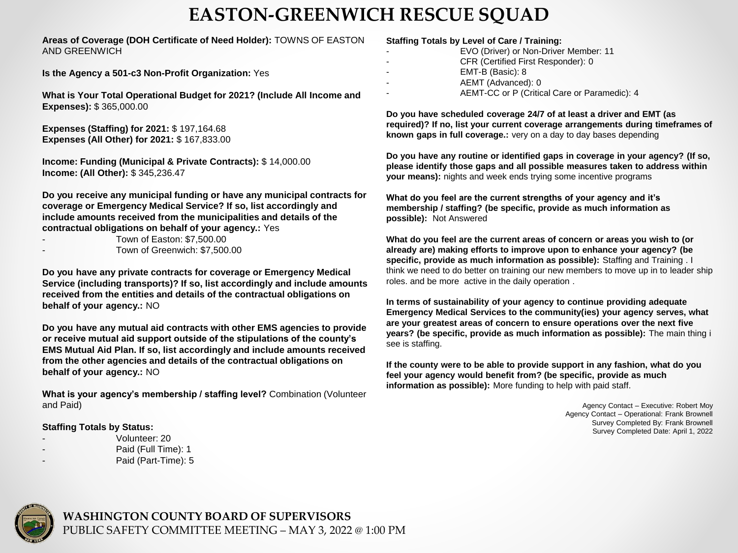# EASTON-GREENWICH RESCUE SQUAD

**Areas of Coverage (DOH Certificate of Need Holder):** TOWNS OF EASTON AND GREENWICH

**Is the Agency a 501-c3 Non-Profit Organization:** Yes

**What is Your Total Operational Budget for 2021? (Include All Income and Expenses):** $ 365,000.00

**Expenses (Staffing) for 2021:** $ 197,164.68
**Expenses (All Other) for 2021:** $ 167,833.00

**Income: Funding (Municipal & Private Contracts):** $ 14,000.00
**Income: (All Other):** $ 345,236.47

**Do you receive any municipal funding or have any municipal contracts for coverage or Emergency Medical Service? If so, list accordingly and include amounts received from the municipalities and details of the contractual obligations on behalf of your agency.:** Yes

- Town of Easton: $7,500.00
- Town of Greenwich: $7,500.00

**Do you have any private contracts for coverage or Emergency Medical Service (including transports)? If so, list accordingly and include amounts received from the entities and details of the contractual obligations on behalf of your agency.:** NO

**Do you have any mutual aid contracts with other EMS agencies to provide or receive mutual aid support outside of the stipulations of the county's EMS Mutual Aid Plan. If so, list accordingly and include amounts received from the other agencies and details of the contractual obligations on behalf of your agency.:** NO

**What is your agency's membership / staffing level?** Combination (Volunteer and Paid)

**Staffing Totals by Status:**

- Volunteer: 20
- Paid (Full Time): 1
- Paid (Part-Time): 5

**Staffing Totals by Level of Care / Training:**

- EVO (Driver) or Non-Driver Member: 11
- CFR (Certified First Responder): 0
- EMT-B (Basic): 8
- AEMT (Advanced): 0
- AEMT-CC or P (Critical Care or Paramedic): 4

**Do you have scheduled coverage 24/7 of at least a driver and EMT (as required)? If no, list your current coverage arrangements during timeframes of known gaps in full coverage.:** very on a day to day bases depending

**Do you have any routine or identified gaps in coverage in your agency? (If so, please identify those gaps and all possible measures taken to address within your means):** nights and week ends trying some incentive programs

**What do you feel are the current strengths of your agency and it's membership / staffing? (be specific, provide as much information as possible):** Not Answered

**What do you feel are the current areas of concern or areas you wish to (or already are) making efforts to improve upon to enhance your agency? (be specific, provide as much information as possible):** Staffing and Training . I think we need to do better on training our new members to move up in to leader ship roles. and be more active in the daily operation .

**In terms of sustainability of your agency to continue providing adequate Emergency Medical Services to the community(ies) your agency serves, what are your greatest areas of concern to ensure operations over the next five years? (be specific, provide as much information as possible):** The main thing i see is staffing.

**If the county were to be able to provide support in any fashion, what do you feel your agency would benefit from? (be specific, provide as much information as possible):** More funding to help with paid staff.

Agency Contact – Executive: Robert Moy
Agency Contact – Operational: Frank Brownell
Survey Completed By: Frank Brownell
Survey Completed Date: April 1, 2022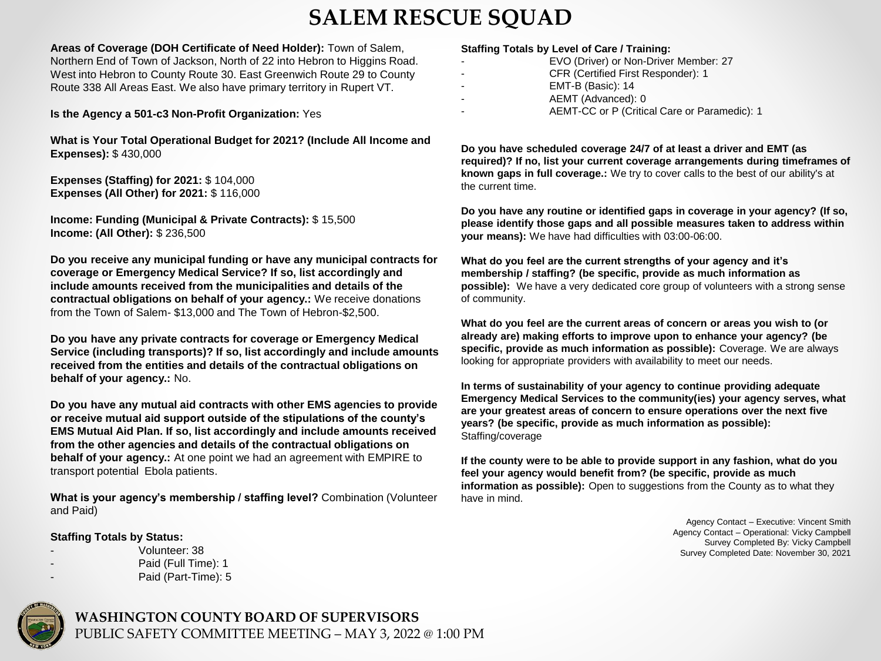# SALEM RESCUE SQUAD

**Areas of Coverage (DOH Certificate of Need Holder):** Town of Salem, Northern End of Town of Jackson, North of 22 into Hebron to Higgins Road. West into Hebron to County Route 30. East Greenwich Route 29 to County Route 338 All Areas East. We also have primary territory in Rupert VT.

**Is the Agency a 501-c3 Non-Profit Organization:** Yes

**What is Your Total Operational Budget for 2021? (Include All Income and Expenses):** $ 430,000

**Expenses (Staffing) for 2021:** $ 104,000
**Expenses (All Other) for 2021:** $ 116,000

**Income: Funding (Municipal & Private Contracts):** $ 15,500
**Income: (All Other):** $ 236,500

**Do you receive any municipal funding or have any municipal contracts for coverage or Emergency Medical Service? If so, list accordingly and include amounts received from the municipalities and details of the contractual obligations on behalf of your agency.:** We receive donations from the Town of Salem- $13,000 and The Town of Hebron-$2,500.

**Do you have any private contracts for coverage or Emergency Medical Service (including transports)? If so, list accordingly and include amounts received from the entities and details of the contractual obligations on behalf of your agency.:** No.

**Do you have any mutual aid contracts with other EMS agencies to provide or receive mutual aid support outside of the stipulations of the county's EMS Mutual Aid Plan. If so, list accordingly and include amounts received from the other agencies and details of the contractual obligations on behalf of your agency.:** At one point we had an agreement with EMPIRE to transport potential Ebola patients.

**What is your agency's membership / staffing level?** Combination (Volunteer and Paid)

**Staffing Totals by Status:**

- Volunteer: 38
- Paid (Full Time): 1
- Paid (Part-Time): 5

**Staffing Totals by Level of Care / Training:**

- EVO (Driver) or Non-Driver Member: 27
- CFR (Certified First Responder): 1
- EMT-B (Basic): 14
- AEMT (Advanced): 0
- AEMT-CC or P (Critical Care or Paramedic): 1

**Do you have scheduled coverage 24/7 of at least a driver and EMT (as required)? If no, list your current coverage arrangements during timeframes of known gaps in full coverage.:** We try to cover calls to the best of our ability's at the current time.

**Do you have any routine or identified gaps in coverage in your agency? (If so, please identify those gaps and all possible measures taken to address within your means):** We have had difficulties with 03:00-06:00.

**What do you feel are the current strengths of your agency and it's membership / staffing? (be specific, provide as much information as possible):** We have a very dedicated core group of volunteers with a strong sense of community.

**What do you feel are the current areas of concern or areas you wish to (or already are) making efforts to improve upon to enhance your agency? (be specific, provide as much information as possible):** Coverage. We are always looking for appropriate providers with availability to meet our needs.

**In terms of sustainability of your agency to continue providing adequate Emergency Medical Services to the community(ies) your agency serves, what are your greatest areas of concern to ensure operations over the next five years? (be specific, provide as much information as possible):** Staffing/coverage

**If the county were to be able to provide support in any fashion, what do you feel your agency would benefit from? (be specific, provide as much information as possible):** Open to suggestions from the County as to what they have in mind.

Agency Contact – Executive: Vincent Smith
Agency Contact – Operational: Vicky Campbell
Survey Completed By: Vicky Campbell
Survey Completed Date: November 30, 2021

**WASHINGTON COUNTY BOARD OF SUPERVISORS**
PUBLIC SAFETY COMMITTEE MEETING – MAY 3, 2022 @ 1:00 PM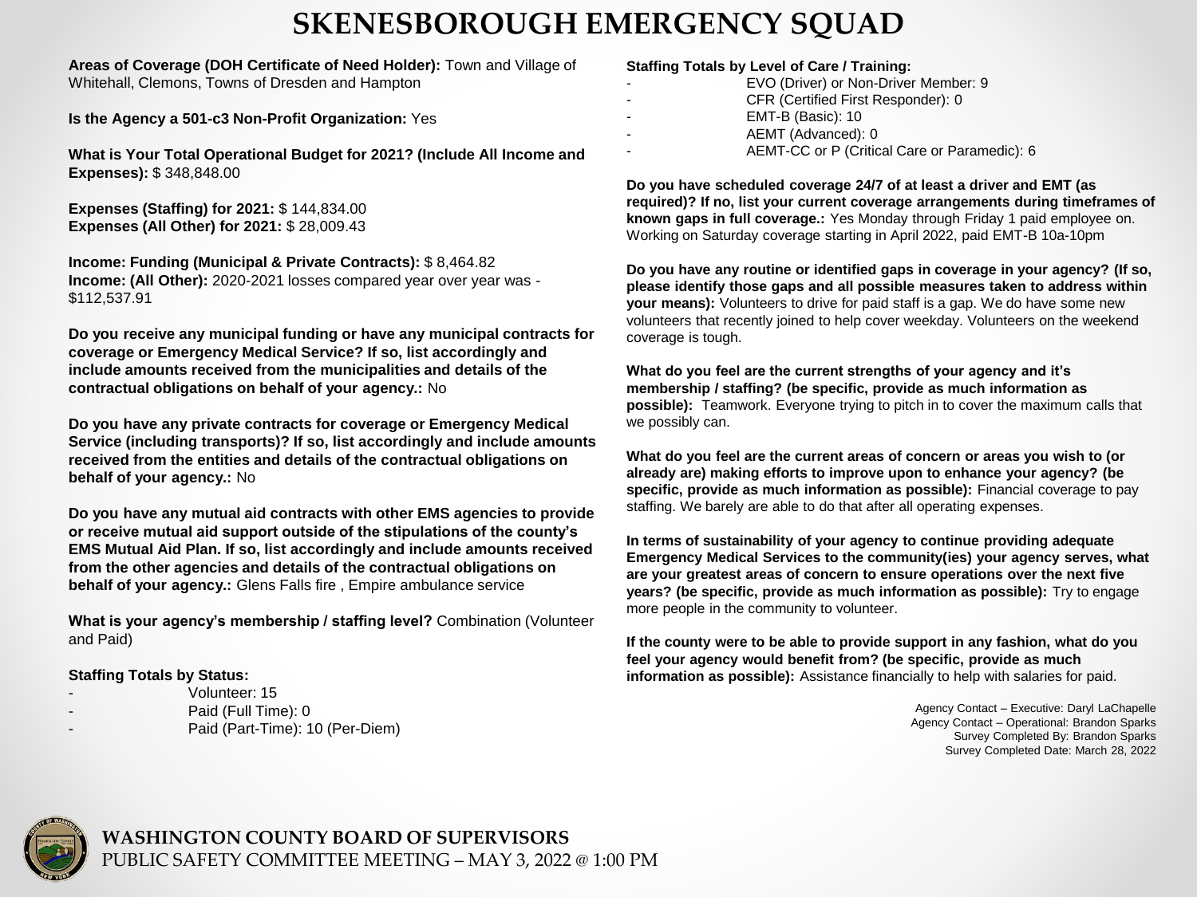# SKENESBOROUGH EMERGENCY SQUAD

**Areas of Coverage (DOH Certificate of Need Holder):** Town and Village of Whitehall, Clemons, Towns of Dresden and Hampton

**Is the Agency a 501-c3 Non-Profit Organization:** Yes

**What is Your Total Operational Budget for 2021? (Include All Income and Expenses):** $ 348,848.00

**Expenses (Staffing) for 2021:** $ 144,834.00
**Expenses (All Other) for 2021:** $ 28,009.43

**Income: Funding (Municipal & Private Contracts):** $ 8,464.82
**Income: (All Other):** 2020-2021 losses compared year over year was - $112,537.91

**Do you receive any municipal funding or have any municipal contracts for coverage or Emergency Medical Service? If so, list accordingly and include amounts received from the municipalities and details of the contractual obligations on behalf of your agency.:** No

**Do you have any private contracts for coverage or Emergency Medical Service (including transports)? If so, list accordingly and include amounts received from the entities and details of the contractual obligations on behalf of your agency.:** No

**Do you have any mutual aid contracts with other EMS agencies to provide or receive mutual aid support outside of the stipulations of the county's EMS Mutual Aid Plan. If so, list accordingly and include amounts received from the other agencies and details of the contractual obligations on behalf of your agency.:** Glens Falls fire , Empire ambulance service

**What is your agency's membership / staffing level?** Combination (Volunteer and Paid)

**Staffing Totals by Status:**

- Volunteer: 15
- Paid (Full Time): 0
- Paid (Part-Time): 10 (Per-Diem)

**Staffing Totals by Level of Care / Training:**

- EVO (Driver) or Non-Driver Member: 9
- CFR (Certified First Responder): 0
- EMT-B (Basic): 10
- AEMT (Advanced): 0
- AEMT-CC or P (Critical Care or Paramedic): 6

**Do you have scheduled coverage 24/7 of at least a driver and EMT (as required)? If no, list your current coverage arrangements during timeframes of known gaps in full coverage.:** Yes Monday through Friday 1 paid employee on. Working on Saturday coverage starting in April 2022, paid EMT-B 10a-10pm

**Do you have any routine or identified gaps in coverage in your agency? (If so, please identify those gaps and all possible measures taken to address within your means):** Volunteers to drive for paid staff is a gap. We do have some new volunteers that recently joined to help cover weekday. Volunteers on the weekend coverage is tough.

**What do you feel are the current strengths of your agency and it's membership / staffing? (be specific, provide as much information as possible):** Teamwork. Everyone trying to pitch in to cover the maximum calls that we possibly can.

**What do you feel are the current areas of concern or areas you wish to (or already are) making efforts to improve upon to enhance your agency? (be specific, provide as much information as possible):** Financial coverage to pay staffing. We barely are able to do that after all operating expenses.

**In terms of sustainability of your agency to continue providing adequate Emergency Medical Services to the community(ies) your agency serves, what are your greatest areas of concern to ensure operations over the next five years? (be specific, provide as much information as possible):** Try to engage more people in the community to volunteer.

**If the county were to be able to provide support in any fashion, what do you feel your agency would benefit from? (be specific, provide as much information as possible):** Assistance financially to help with salaries for paid.

Agency Contact – Executive: Daryl LaChapelle
Agency Contact – Operational: Brandon Sparks
Survey Completed By: Brandon Sparks
Survey Completed Date: March 28, 2022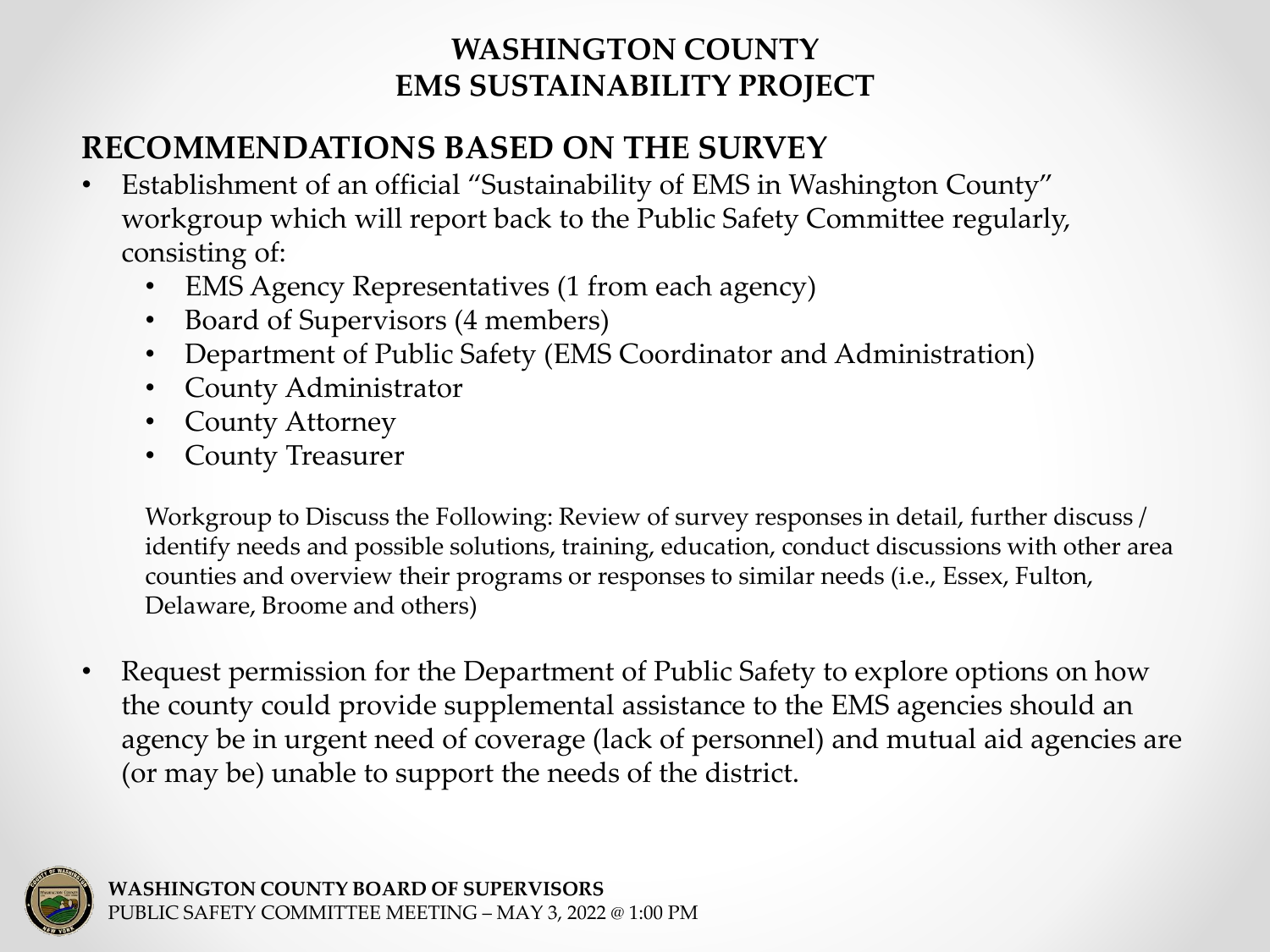# WASHINGTON COUNTY
# EMS SUSTAINABILITY PROJECT

## RECOMMENDATIONS BASED ON THE SURVEY

- Establishment of an official "Sustainability of EMS in Washington County" workgroup which will report back to the Public Safety Committee regularly, consisting of:
  - EMS Agency Representatives (1 from each agency)
  - Board of Supervisors (4 members)
  - Department of Public Safety (EMS Coordinator and Administration)
  - County Administrator
  - County Attorney
  - County Treasurer

  Workgroup to Discuss the Following: Review of survey responses in detail, further discuss / identify needs and possible solutions, training, education, conduct discussions with other area counties and overview their programs or responses to similar needs (i.e., Essex, Fulton, Delaware, Broome and others)

- Request permission for the Department of Public Safety to explore options on how the county could provide supplemental assistance to the EMS agencies should an agency be in urgent need of coverage (lack of personnel) and mutual aid agencies are (or may be) unable to support the needs of the district.

**WASHINGTON COUNTY BOARD OF SUPERVISORS**
PUBLIC SAFETY COMMITTEE MEETING – MAY 3, 2022 @ 1:00 PM